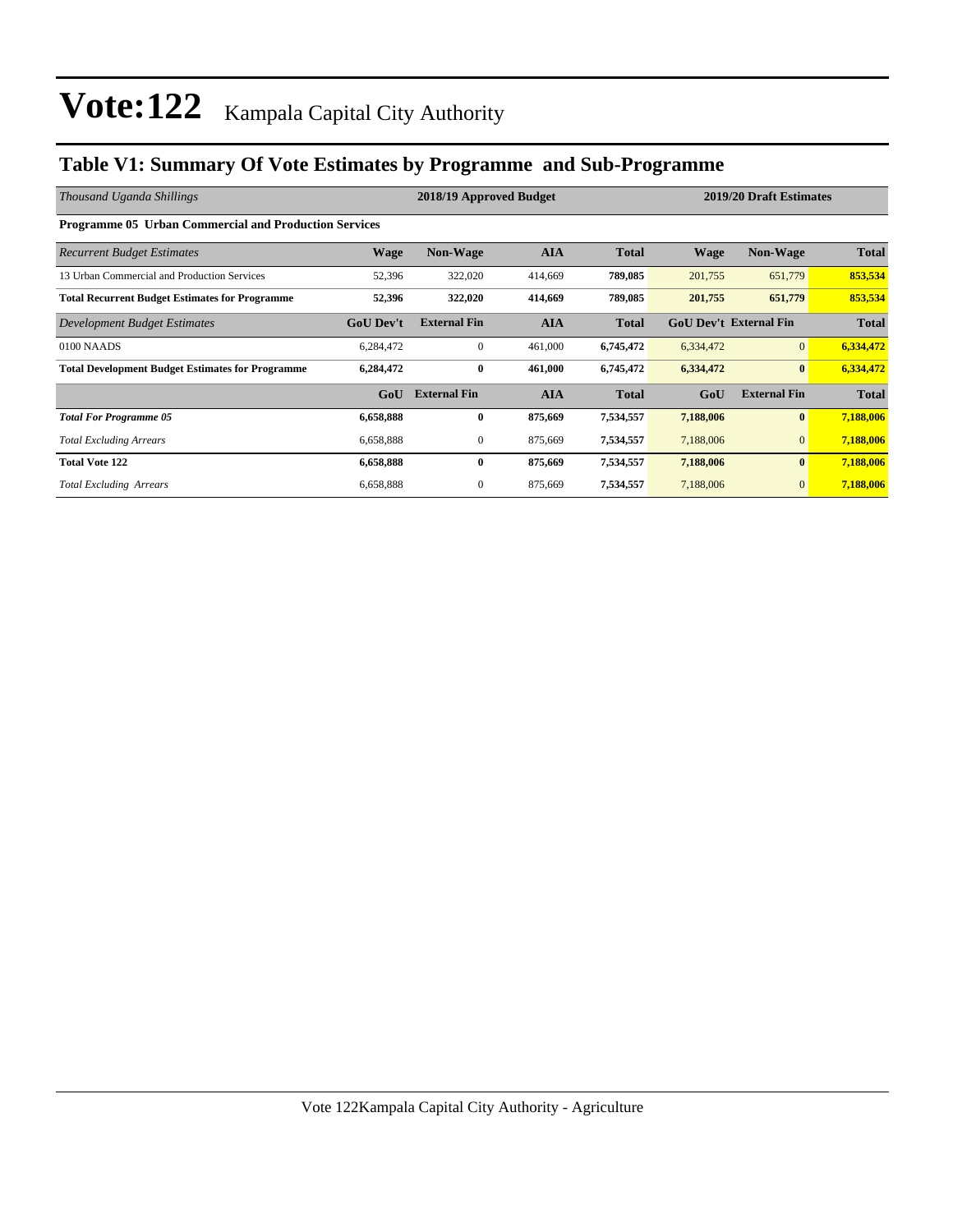# Vote:122 Kampala Capital City Authority

## Table V1: Summary Of Vote Estimates by Programme and Sub-Programme

| *Thousand Uganda Shillings* | 2018/19 Approved Budget | | | | 2019/20 Draft Estimates | | |
|---|---|---|---|---|---|---|---|
| **Programme 05 Urban Commercial and Production Services** | | | | | | | |
| *Recurrent Budget Estimates* | **Wage** | **Non-Wage** | **AIA** | **Total** | **Wage** | **Non-Wage** | **Total** |
| 13 Urban Commercial and Production Services | 52,396 | 322,020 | 414,669 | **789,085** | 201,755 | 651,779 | **853,534** |
| **Total Recurrent Budget Estimates for Programme** | **52,396** | **322,020** | **414,669** | **789,085** | **201,755** | **651,779** | **853,534** |
| *Development Budget Estimates* | **GoU Dev't** | **External Fin** | **AIA** | **Total** | **GoU Dev't** | **External Fin** | **Total** |
| 0100 NAADS | 6,284,472 | 0 | 461,000 | **6,745,472** | 6,334,472 | 0 | **6,334,472** |
| **Total Development Budget Estimates for Programme** | **6,284,472** | **0** | **461,000** | **6,745,472** | **6,334,472** | **0** | **6,334,472** |
| | **GoU** | **External Fin** | **AIA** | **Total** | **GoU** | **External Fin** | **Total** |
| ***Total For Programme 05*** | **6,658,888** | **0** | **875,669** | **7,534,557** | **7,188,006** | **0** | **7,188,006** |
| *Total Excluding Arrears* | 6,658,888 | 0 | 875,669 | **7,534,557** | 7,188,006 | 0 | **7,188,006** |
| **Total Vote 122** | **6,658,888** | **0** | **875,669** | **7,534,557** | **7,188,006** | **0** | **7,188,006** |
| *Total Excluding Arrears* | 6,658,888 | 0 | 875,669 | **7,534,557** | 7,188,006 | 0 | **7,188,006** |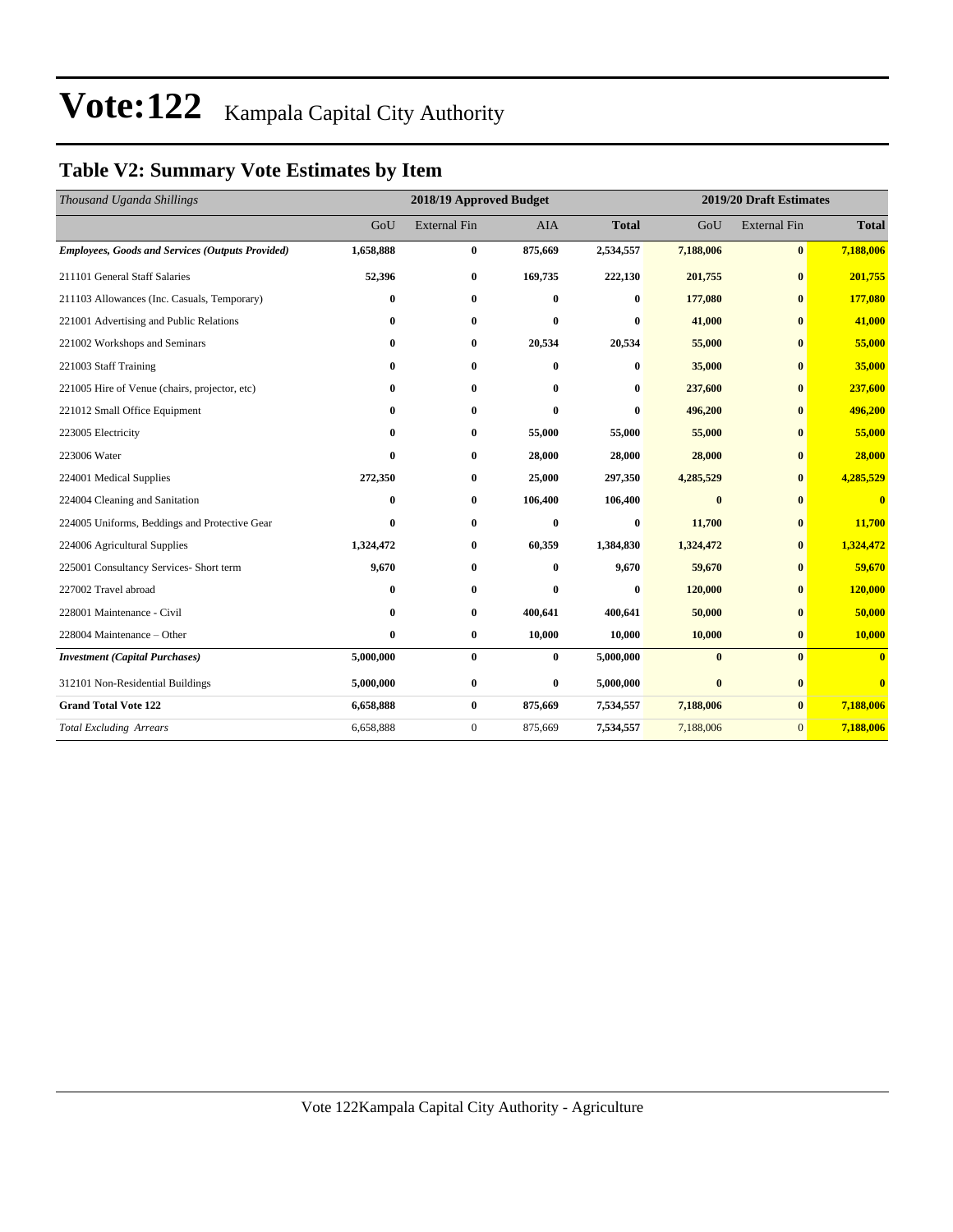# Vote:122 Kampala Capital City Authority

## Table V2: Summary Vote Estimates by Item

| *Thousand Uganda Shillings* | 2018/19 Approved Budget | | | | 2019/20 Draft Estimates | | |
|---|---|---|---|---|---|---|---|
| | GoU | External Fin | AIA | **Total** | GoU | External Fin | **Total** |
| ***Employees, Goods and Services (Outputs Provided)*** | **1,658,888** | **0** | **875,669** | **2,534,557** | **7,188,006** | **0** | **7,188,006** |
| 211101 General Staff Salaries | **52,396** | **0** | **169,735** | **222,130** | **201,755** | **0** | **201,755** |
| 211103 Allowances (Inc. Casuals, Temporary) | **0** | **0** | **0** | **0** | **177,080** | **0** | **177,080** |
| 221001 Advertising and Public Relations | **0** | **0** | **0** | **0** | **41,000** | **0** | **41,000** |
| 221002 Workshops and Seminars | **0** | **0** | **20,534** | **20,534** | **55,000** | **0** | **55,000** |
| 221003 Staff Training | **0** | **0** | **0** | **0** | **35,000** | **0** | **35,000** |
| 221005 Hire of Venue (chairs, projector, etc) | **0** | **0** | **0** | **0** | **237,600** | **0** | **237,600** |
| 221012 Small Office Equipment | **0** | **0** | **0** | **0** | **496,200** | **0** | **496,200** |
| 223005 Electricity | **0** | **0** | **55,000** | **55,000** | **55,000** | **0** | **55,000** |
| 223006 Water | **0** | **0** | **28,000** | **28,000** | **28,000** | **0** | **28,000** |
| 224001 Medical Supplies | **272,350** | **0** | **25,000** | **297,350** | **4,285,529** | **0** | **4,285,529** |
| 224004 Cleaning and Sanitation | **0** | **0** | **106,400** | **106,400** | **0** | **0** | **0** |
| 224005 Uniforms, Beddings and Protective Gear | **0** | **0** | **0** | **0** | **11,700** | **0** | **11,700** |
| 224006 Agricultural Supplies | **1,324,472** | **0** | **60,359** | **1,384,830** | **1,324,472** | **0** | **1,324,472** |
| 225001 Consultancy Services- Short term | **9,670** | **0** | **0** | **9,670** | **59,670** | **0** | **59,670** |
| 227002 Travel abroad | **0** | **0** | **0** | **0** | **120,000** | **0** | **120,000** |
| 228001 Maintenance - Civil | **0** | **0** | **400,641** | **400,641** | **50,000** | **0** | **50,000** |
| 228004 Maintenance – Other | **0** | **0** | **10,000** | **10,000** | **10,000** | **0** | **10,000** |
| ***Investment (Capital Purchases)*** | **5,000,000** | **0** | **0** | **5,000,000** | **0** | **0** | **0** |
| 312101 Non-Residential Buildings | **5,000,000** | **0** | **0** | **5,000,000** | **0** | **0** | **0** |
| **Grand Total Vote 122** | **6,658,888** | **0** | **875,669** | **7,534,557** | **7,188,006** | **0** | **7,188,006** |
| *Total Excluding Arrears* | 6,658,888 | 0 | 875,669 | **7,534,557** | 7,188,006 | 0 | **7,188,006** |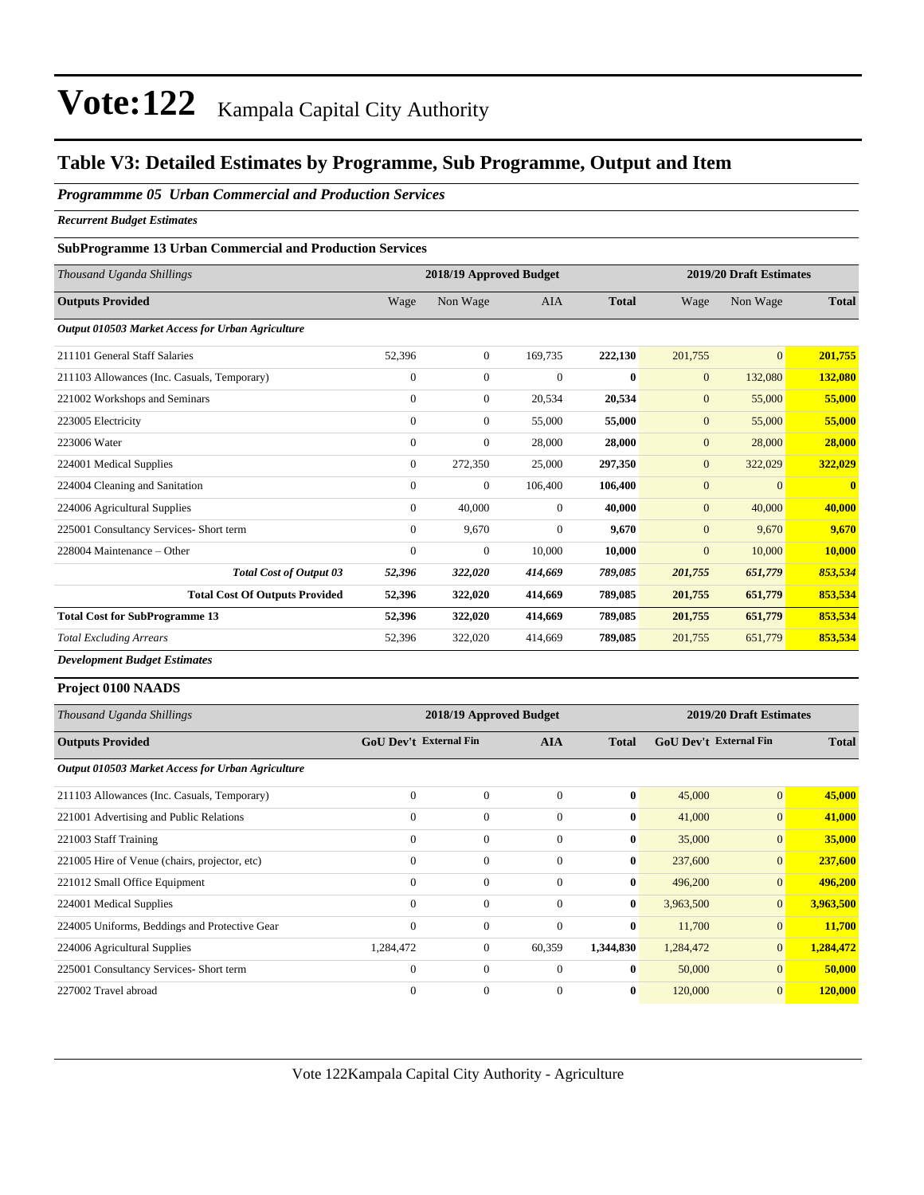# Vote:122 Kampala Capital City Authority

## Table V3: Detailed Estimates by Programme, Sub Programme, Output and Item

### *Programmme 05 Urban Commercial and Production Services*

***Recurrent Budget Estimates***

**SubProgramme 13 Urban Commercial and Production Services**

| *Thousand Uganda Shillings* | 2018/19 Approved Budget | | | | 2019/20 Draft Estimates | | |
|---|---|---|---|---|---|---|---|
| **Outputs Provided** | Wage | Non Wage | AIA | **Total** | Wage | Non Wage | **Total** |
| ***Output 010503 Market Access for Urban Agriculture*** | | | | | | | |
| 211101 General Staff Salaries | 52,396 | 0 | 169,735 | **222,130** | 201,755 | 0 | **201,755** |
| 211103 Allowances (Inc. Casuals, Temporary) | 0 | 0 | 0 | **0** | 0 | 132,080 | **132,080** |
| 221002 Workshops and Seminars | 0 | 0 | 20,534 | **20,534** | 0 | 55,000 | **55,000** |
| 223005 Electricity | 0 | 0 | 55,000 | **55,000** | 0 | 55,000 | **55,000** |
| 223006 Water | 0 | 0 | 28,000 | **28,000** | 0 | 28,000 | **28,000** |
| 224001 Medical Supplies | 0 | 272,350 | 25,000 | **297,350** | 0 | 322,029 | **322,029** |
| 224004 Cleaning and Sanitation | 0 | 0 | 106,400 | **106,400** | 0 | 0 | **0** |
| 224006 Agricultural Supplies | 0 | 40,000 | 0 | **40,000** | 0 | 40,000 | **40,000** |
| 225001 Consultancy Services- Short term | 0 | 9,670 | 0 | **9,670** | 0 | 9,670 | **9,670** |
| 228004 Maintenance – Other | 0 | 0 | 10,000 | **10,000** | 0 | 10,000 | **10,000** |
| ***Total Cost of Output 03*** | ***52,396*** | ***322,020*** | ***414,669*** | ***789,085*** | ***201,755*** | ***651,779*** | ***853,534*** |
| **Total Cost Of Outputs Provided** | **52,396** | **322,020** | **414,669** | **789,085** | **201,755** | **651,779** | **853,534** |
| **Total Cost for SubProgramme 13** | **52,396** | **322,020** | **414,669** | **789,085** | **201,755** | **651,779** | **853,534** |
| *Total Excluding Arrears* | 52,396 | 322,020 | 414,669 | **789,085** | 201,755 | 651,779 | **853,534** |

***Development Budget Estimates***

**Project 0100 NAADS**

| *Thousand Uganda Shillings* | 2018/19 Approved Budget | | | | 2019/20 Draft Estimates | | |
|---|---|---|---|---|---|---|---|
| **Outputs Provided** | **GoU Dev't** | **External Fin** | **AIA** | **Total** | **GoU Dev't** | **External Fin** | **Total** |
| ***Output 010503 Market Access for Urban Agriculture*** | | | | | | | |
| 211103 Allowances (Inc. Casuals, Temporary) | 0 | 0 | 0 | **0** | 45,000 | 0 | **45,000** |
| 221001 Advertising and Public Relations | 0 | 0 | 0 | **0** | 41,000 | 0 | **41,000** |
| 221003 Staff Training | 0 | 0 | 0 | **0** | 35,000 | 0 | **35,000** |
| 221005 Hire of Venue (chairs, projector, etc) | 0 | 0 | 0 | **0** | 237,600 | 0 | **237,600** |
| 221012 Small Office Equipment | 0 | 0 | 0 | **0** | 496,200 | 0 | **496,200** |
| 224001 Medical Supplies | 0 | 0 | 0 | **0** | 3,963,500 | 0 | **3,963,500** |
| 224005 Uniforms, Beddings and Protective Gear | 0 | 0 | 0 | **0** | 11,700 | 0 | **11,700** |
| 224006 Agricultural Supplies | 1,284,472 | 0 | 60,359 | **1,344,830** | 1,284,472 | 0 | **1,284,472** |
| 225001 Consultancy Services- Short term | 0 | 0 | 0 | **0** | 50,000 | 0 | **50,000** |
| 227002 Travel abroad | 0 | 0 | 0 | **0** | 120,000 | 0 | **120,000** |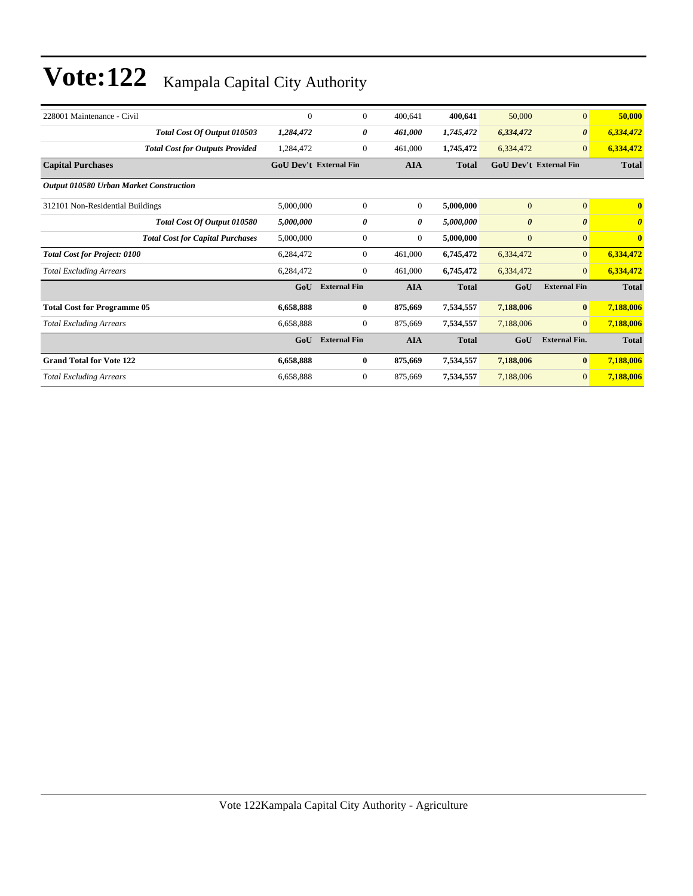# Vote:122 Kampala Capital City Authority

| | | | | | | | |
|---|---|---|---|---|---|---|---|
| 228001 Maintenance - Civil | 0 | 0 | 400,641 | **400,641** | 50,000 | 0 | **50,000** |
| ***Total Cost Of Output 010503*** | ***1,284,472*** | ***0*** | ***461,000*** | ***1,745,472*** | ***6,334,472*** | ***0*** | ***6,334,472*** |
| ***Total Cost for Outputs Provided*** | 1,284,472 | 0 | 461,000 | 1,745,472 | 6,334,472 | 0 | **6,334,472** |
| **Capital Purchases** | **GoU Dev't** | **External Fin** | **AIA** | **Total** | **GoU Dev't** | **External Fin** | **Total** |
| ***Output 010580 Urban Market Construction*** | | | | | | | |
| 312101 Non-Residential Buildings | 5,000,000 | 0 | 0 | **5,000,000** | 0 | 0 | **0** |
| ***Total Cost Of Output 010580*** | ***5,000,000*** | ***0*** | ***0*** | ***5,000,000*** | ***0*** | ***0*** | ***0*** |
| ***Total Cost for Capital Purchases*** | 5,000,000 | 0 | 0 | **5,000,000** | 0 | 0 | **0** |
| ***Total Cost for Project: 0100*** | 6,284,472 | 0 | 461,000 | **6,745,472** | 6,334,472 | 0 | **6,334,472** |
| *Total Excluding Arrears* | 6,284,472 | 0 | 461,000 | **6,745,472** | 6,334,472 | 0 | **6,334,472** |
| | **GoU** | **External Fin** | **AIA** | **Total** | **GoU** | **External Fin** | **Total** |
| **Total Cost for Programme 05** | **6,658,888** | **0** | **875,669** | **7,534,557** | **7,188,006** | **0** | **7,188,006** |
| *Total Excluding Arrears* | 6,658,888 | 0 | 875,669 | **7,534,557** | 7,188,006 | 0 | **7,188,006** |
| | **GoU** | **External Fin** | **AIA** | **Total** | **GoU** | **External Fin.** | **Total** |
| **Grand Total for Vote 122** | **6,658,888** | **0** | **875,669** | **7,534,557** | **7,188,006** | **0** | **7,188,006** |
| *Total Excluding Arrears* | 6,658,888 | 0 | 875,669 | **7,534,557** | 7,188,006 | 0 | **7,188,006** |